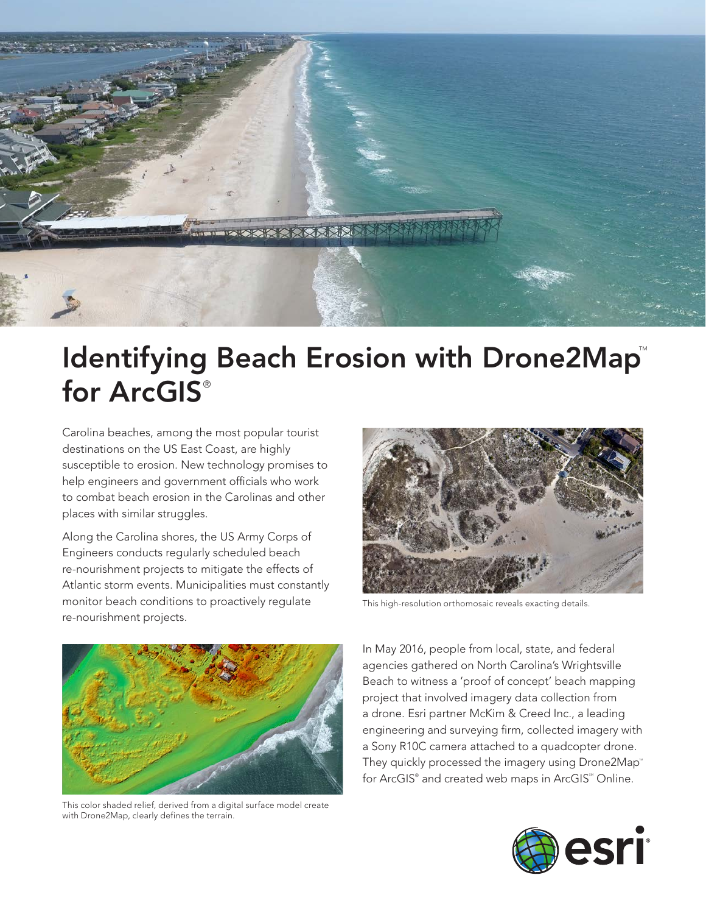# Identifying Beach Erosion with Drone2Map™ for ArcGIS®

Carolina beaches, among the most popular tourist destinations on the US East Coast, are highly susceptible to erosion. New technology promises to help engineers and government officials who work to combat beach erosion in the Carolinas and other places with similar struggles.

Along the Carolina shores, the US Army Corps of Engineers conducts regularly scheduled beach re-nourishment projects to mitigate the effects of Atlantic storm events. Municipalities must constantly monitor beach conditions to proactively regulate re-nourishment projects.

This high-resolution orthomosaic reveals exacting details.

This color shaded relief, derived from a digital surface model create with Drone2Map, clearly defines the terrain.

In May 2016, people from local, state, and federal agencies gathered on North Carolina's Wrightsville Beach to witness a 'proof of concept' beach mapping project that involved imagery data collection from a drone. Esri partner McKim & Creed Inc., a leading engineering and surveying firm, collected imagery with a Sony R10C camera attached to a quadcopter drone. They quickly processed the imagery using Drone2Map™ for ArcGIS® and created web maps in ArcGIS℠ Online.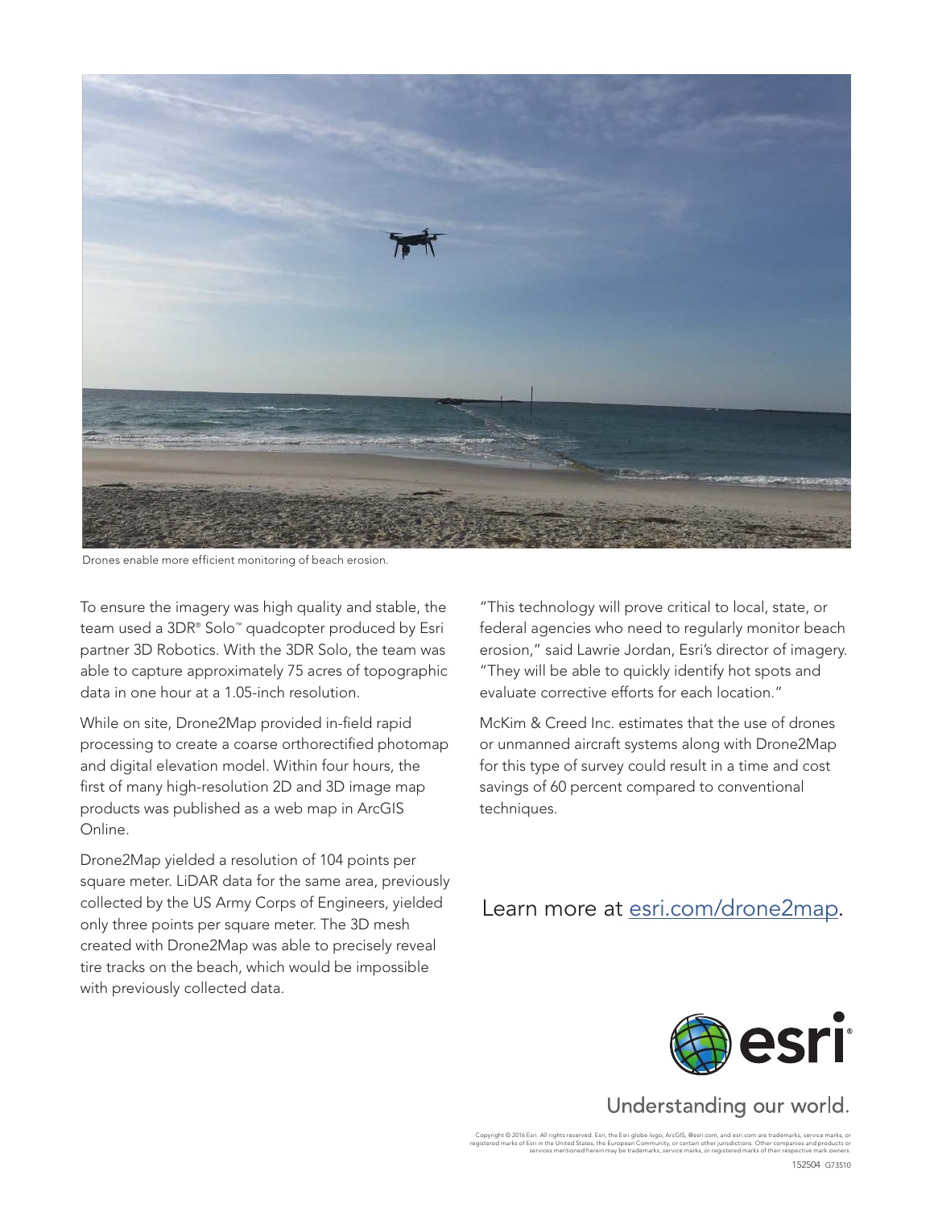Drones enable more efficient monitoring of beach erosion.

To ensure the imagery was high quality and stable, the team used a 3DR® Solo™ quadcopter produced by Esri partner 3D Robotics. With the 3DR Solo, the team was able to capture approximately 75 acres of topographic data in one hour at a 1.05-inch resolution.

While on site, Drone2Map provided in-field rapid processing to create a coarse orthorectified photomap and digital elevation model. Within four hours, the first of many high-resolution 2D and 3D image map products was published as a web map in ArcGIS Online.

Drone2Map yielded a resolution of 104 points per square meter. LiDAR data for the same area, previously collected by the US Army Corps of Engineers, yielded only three points per square meter. The 3D mesh created with Drone2Map was able to precisely reveal tire tracks on the beach, which would be impossible with previously collected data.

"This technology will prove critical to local, state, or federal agencies who need to regularly monitor beach erosion," said Lawrie Jordan, Esri's director of imagery. "They will be able to quickly identify hot spots and evaluate corrective efforts for each location."

McKim & Creed Inc. estimates that the use of drones or unmanned aircraft systems along with Drone2Map for this type of survey could result in a time and cost savings of 60 percent compared to conventional techniques.

Learn more at [esri.com/drone2map](https://esri.com/drone2map).

esri

Understanding our world.

Copyright © 2016 Esri. All rights reserved. Esri, the Esri globe logo, ArcGIS, @esri.com, and esri.com are trademarks, service marks, or registered marks of Esri in the United States, the European Community, or certain other jurisdictions. Other companies and products or services mentioned herein may be trademarks, service marks, or registered marks of their respective mark owners.

152504 G73510